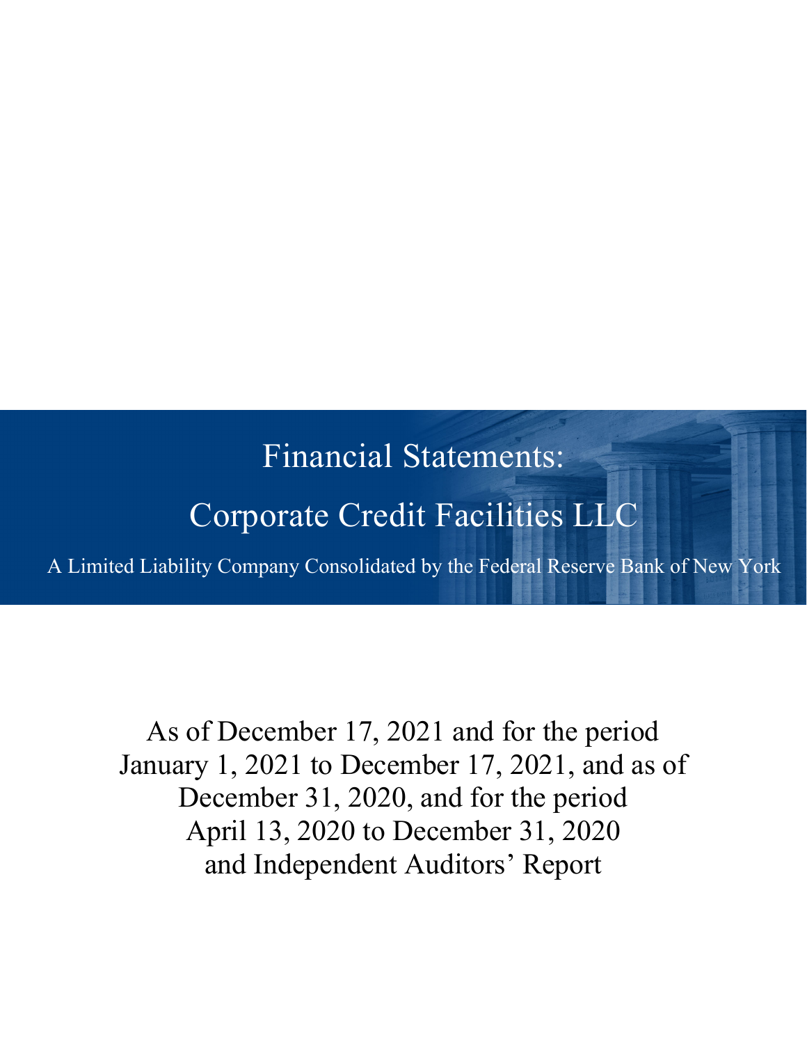# Financial Statements:

# Corporate Credit Facilities LLC

A Limited Liability Company Consolidated by the Federal Reserve Bank of New York

As of December 17, 2021 and for the period January 1, 2021 to December 17, 2021, and as of December 31, 2020, and for the period April 13, 2020 to December 31, 2020 and Independent Auditors' Report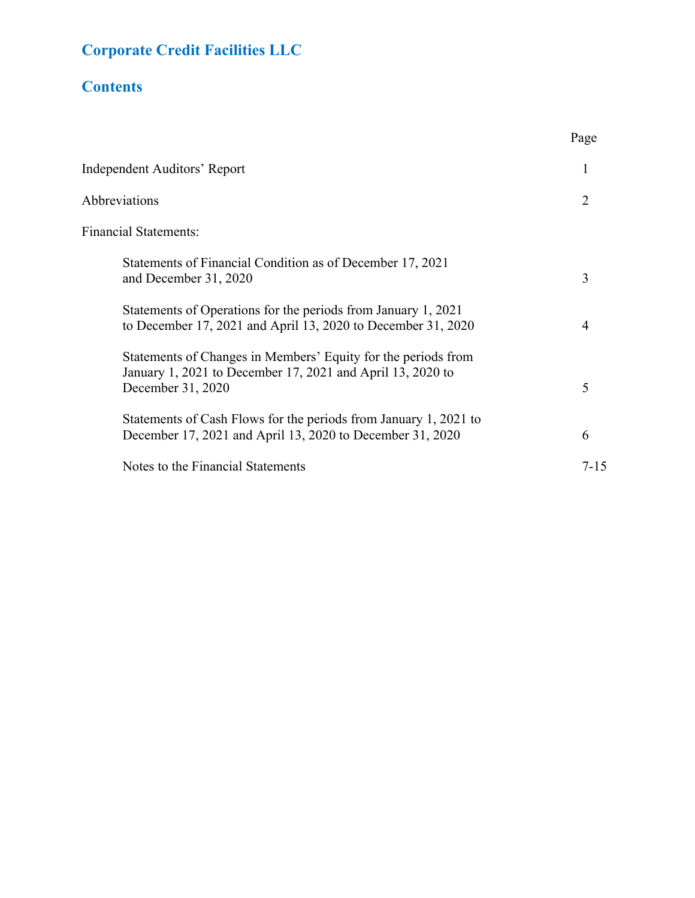# Corporate Credit Facilities LLC

## Contents

| | Page |
|---|---|
| Independent Auditors' Report | 1 |
| Abbreviations | 2 |
| Financial Statements: | |
| Statements of Financial Condition as of December 17, 2021 and December 31, 2020 | 3 |
| Statements of Operations for the periods from January 1, 2021 to December 17, 2021 and April 13, 2020 to December 31, 2020 | 4 |
| Statements of Changes in Members' Equity for the periods from January 1, 2021 to December 17, 2021 and April 13, 2020 to December 31, 2020 | 5 |
| Statements of Cash Flows for the periods from January 1, 2021 to December 17, 2021 and April 13, 2020 to December 31, 2020 | 6 |
| Notes to the Financial Statements | 7-15 |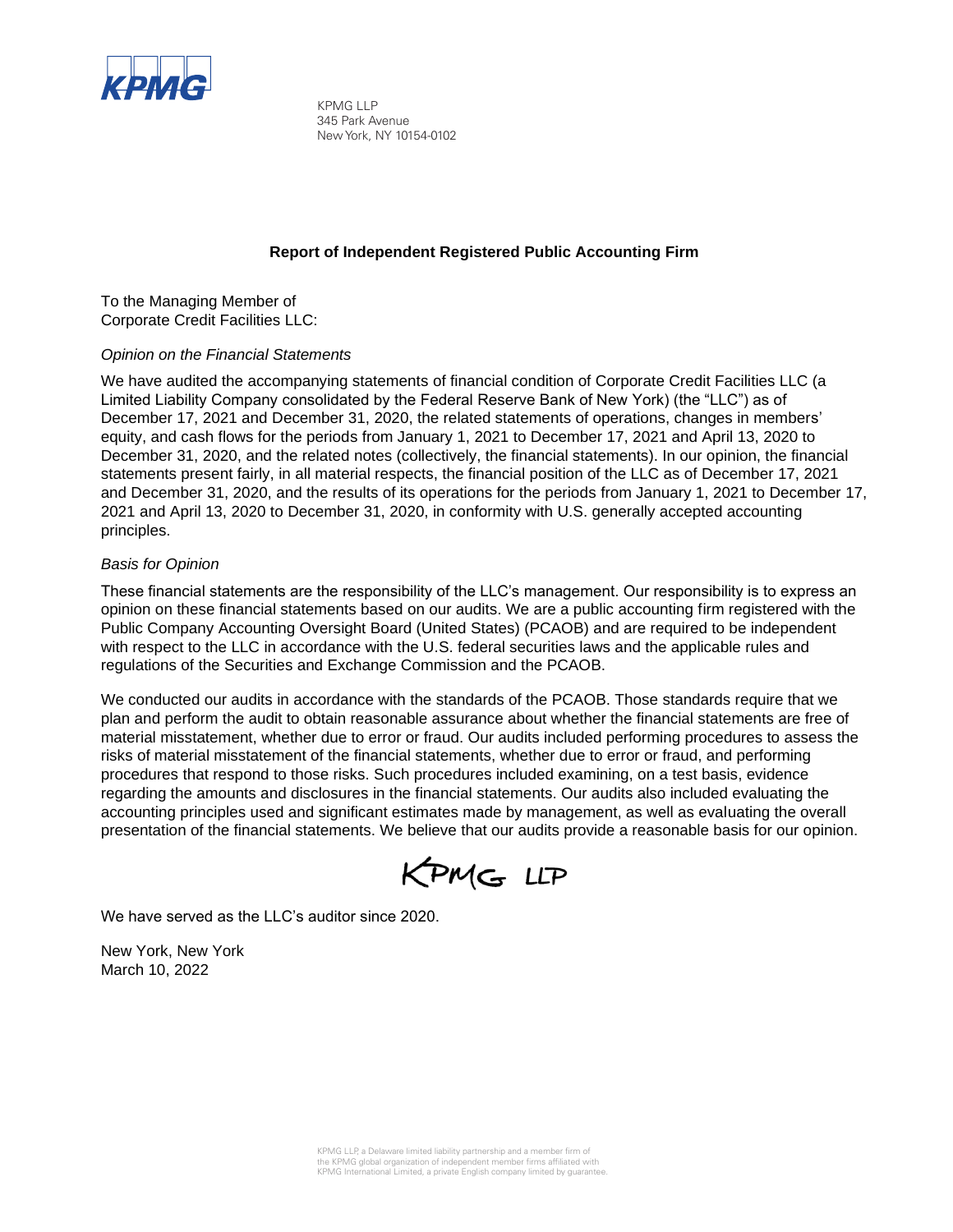KPMG LLP
345 Park Avenue
New York, NY 10154-0102

## Report of Independent Registered Public Accounting Firm

To the Managing Member of
Corporate Credit Facilities LLC:

*Opinion on the Financial Statements*

We have audited the accompanying statements of financial condition of Corporate Credit Facilities LLC (a Limited Liability Company consolidated by the Federal Reserve Bank of New York) (the "LLC") as of December 17, 2021 and December 31, 2020, the related statements of operations, changes in members' equity, and cash flows for the periods from January 1, 2021 to December 17, 2021 and April 13, 2020 to December 31, 2020, and the related notes (collectively, the financial statements). In our opinion, the financial statements present fairly, in all material respects, the financial position of the LLC as of December 17, 2021 and December 31, 2020, and the results of its operations for the periods from January 1, 2021 to December 17, 2021 and April 13, 2020 to December 31, 2020, in conformity with U.S. generally accepted accounting principles.

*Basis for Opinion*

These financial statements are the responsibility of the LLC's management. Our responsibility is to express an opinion on these financial statements based on our audits. We are a public accounting firm registered with the Public Company Accounting Oversight Board (United States) (PCAOB) and are required to be independent with respect to the LLC in accordance with the U.S. federal securities laws and the applicable rules and regulations of the Securities and Exchange Commission and the PCAOB.

We conducted our audits in accordance with the standards of the PCAOB. Those standards require that we plan and perform the audit to obtain reasonable assurance about whether the financial statements are free of material misstatement, whether due to error or fraud. Our audits included performing procedures to assess the risks of material misstatement of the financial statements, whether due to error or fraud, and performing procedures that respond to those risks. Such procedures included examining, on a test basis, evidence regarding the amounts and disclosures in the financial statements. Our audits also included evaluating the accounting principles used and significant estimates made by management, as well as evaluating the overall presentation of the financial statements. We believe that our audits provide a reasonable basis for our opinion.

KPMG LLP

We have served as the LLC's auditor since 2020.

New York, New York
March 10, 2022

KPMG LLP, a Delaware limited liability partnership and a member firm of the KPMG global organization of independent member firms affiliated with KPMG International Limited, a private English company limited by guarantee.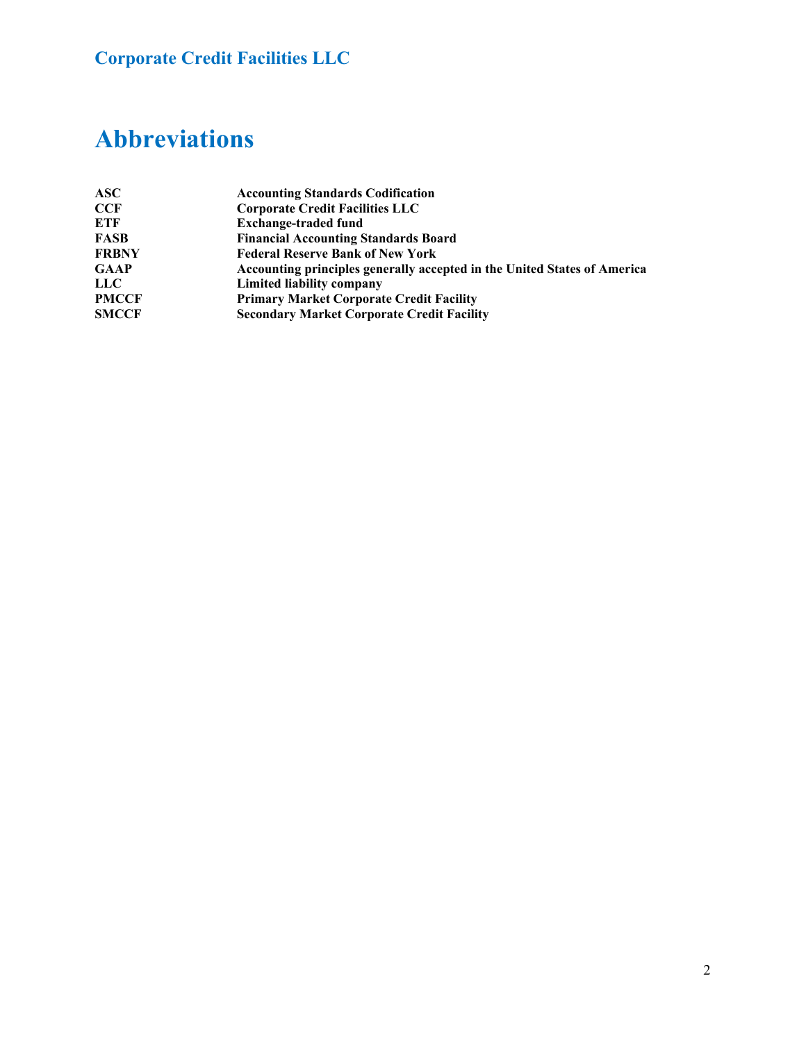# Abbreviations

| | |
|---|---|
| **ASC** | **Accounting Standards Codification** |
| **CCF** | **Corporate Credit Facilities LLC** |
| **ETF** | **Exchange-traded fund** |
| **FASB** | **Financial Accounting Standards Board** |
| **FRBNY** | **Federal Reserve Bank of New York** |
| **GAAP** | **Accounting principles generally accepted in the United States of America** |
| **LLC** | **Limited liability company** |
| **PMCCF** | **Primary Market Corporate Credit Facility** |
| **SMCCF** | **Secondary Market Corporate Credit Facility** |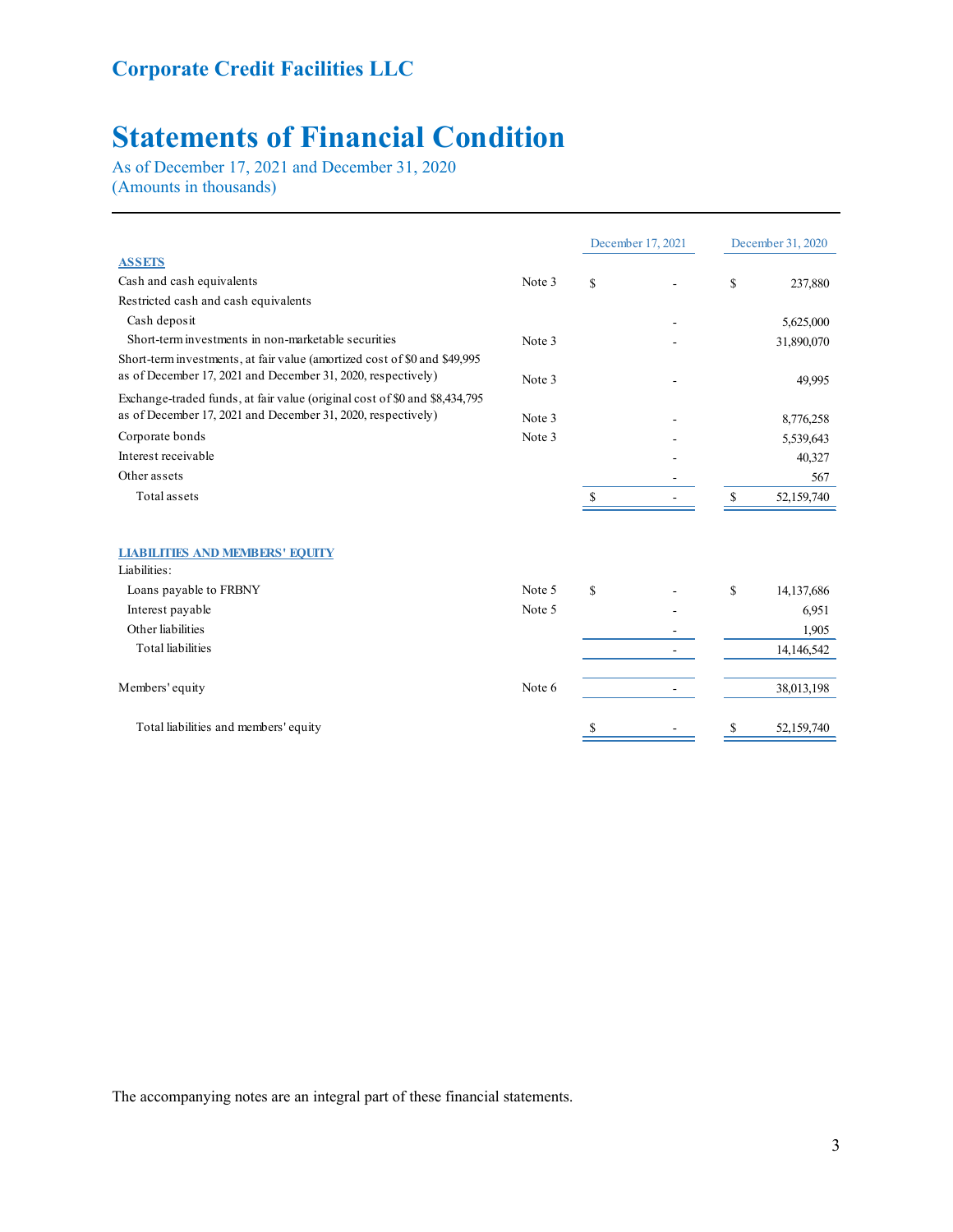## Corporate Credit Facilities LLC

# Statements of Financial Condition

As of December 17, 2021 and December 31, 2020
(Amounts in thousands)

| | | December 17, 2021 | December 31, 2020 |
|---|---|---|---|
| **ASSETS** | | | |
| Cash and cash equivalents | Note 3 | $ - | $ 237,880 |
| Restricted cash and cash equivalents | | | |
| Cash deposit | | - | 5,625,000 |
| Short-term investments in non-marketable securities | Note 3 | - | 31,890,070 |
| Short-term investments, at fair value (amortized cost of $0 and $49,995 as of December 17, 2021 and December 31, 2020, respectively) | Note 3 | - | 49,995 |
| Exchange-traded funds, at fair value (original cost of $0 and $8,434,795 as of December 17, 2021 and December 31, 2020, respectively) | Note 3 | - | 8,776,258 |
| Corporate bonds | Note 3 | - | 5,539,643 |
| Interest receivable | | - | 40,327 |
| Other assets | | - | 567 |
| Total assets | | $ - | $ 52,159,740 |
| **LIABILITIES AND MEMBERS' EQUITY** | | | |
| Liabilities: | | | |
| Loans payable to FRBNY | Note 5 | $ - | $ 14,137,686 |
| Interest payable | Note 5 | - | 6,951 |
| Other liabilities | | - | 1,905 |
| Total liabilities | | - | 14,146,542 |
| Members' equity | Note 6 | - | 38,013,198 |
| Total liabilities and members' equity | | $ - | $ 52,159,740 |

The accompanying notes are an integral part of these financial statements.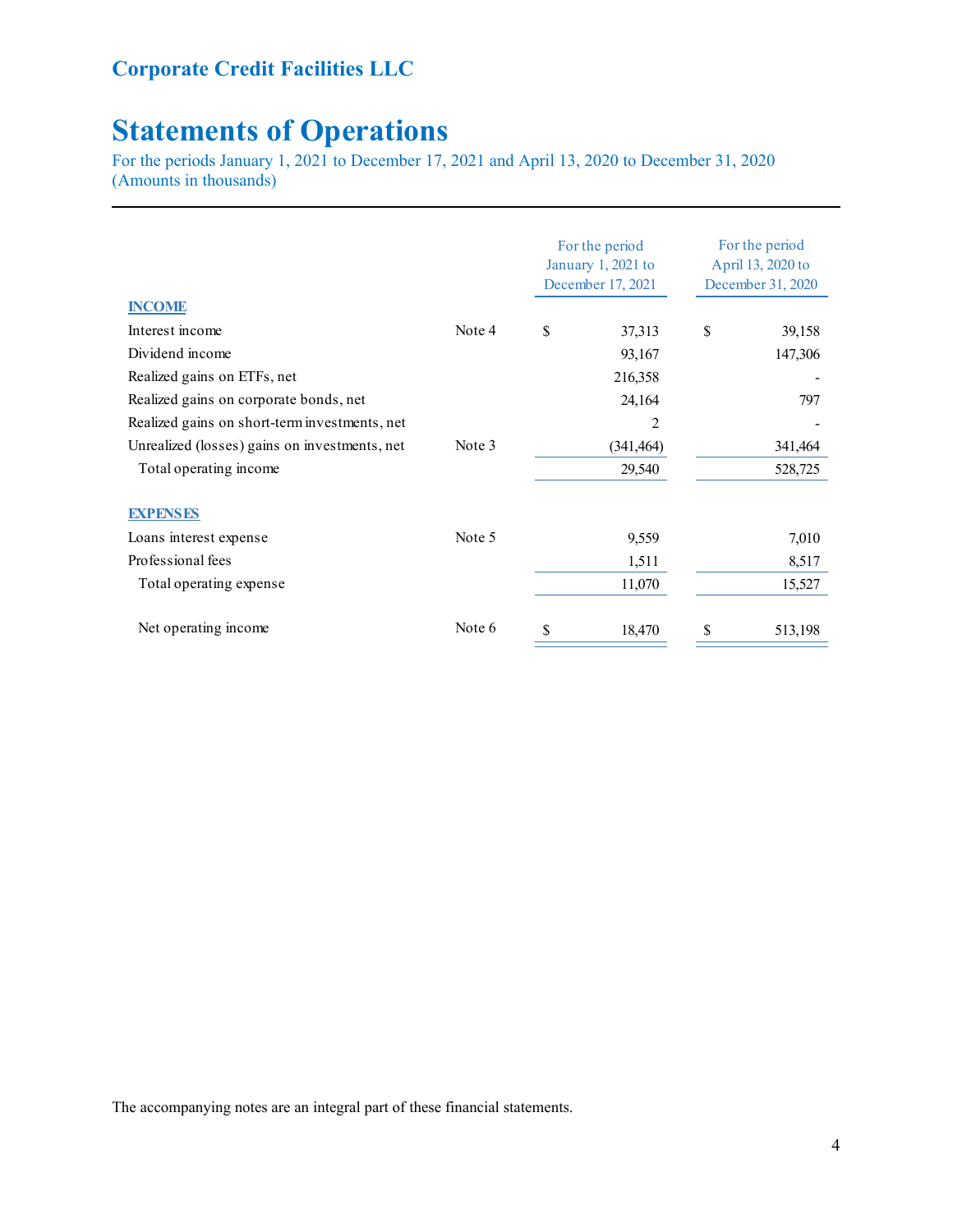## Corporate Credit Facilities LLC

# Statements of Operations

For the periods January 1, 2021 to December 17, 2021 and April 13, 2020 to December 31, 2020
(Amounts in thousands)

| | | For the period January 1, 2021 to December 17, 2021 | For the period April 13, 2020 to December 31, 2020 |
|---|---|---|---|
| **INCOME** | | | |
| Interest income | Note 4 | $ 37,313 | $ 39,158 |
| Dividend income | | 93,167 | 147,306 |
| Realized gains on ETFs, net | | 216,358 | - |
| Realized gains on corporate bonds, net | | 24,164 | 797 |
| Realized gains on short-term investments, net | | 2 | - |
| Unrealized (losses) gains on investments, net | Note 3 | (341,464) | 341,464 |
| Total operating income | | 29,540 | 528,725 |
| **EXPENSES** | | | |
| Loans interest expense | Note 5 | 9,559 | 7,010 |
| Professional fees | | 1,511 | 8,517 |
| Total operating expense | | 11,070 | 15,527 |
| Net operating income | Note 6 | $ 18,470 | $ 513,198 |

The accompanying notes are an integral part of these financial statements.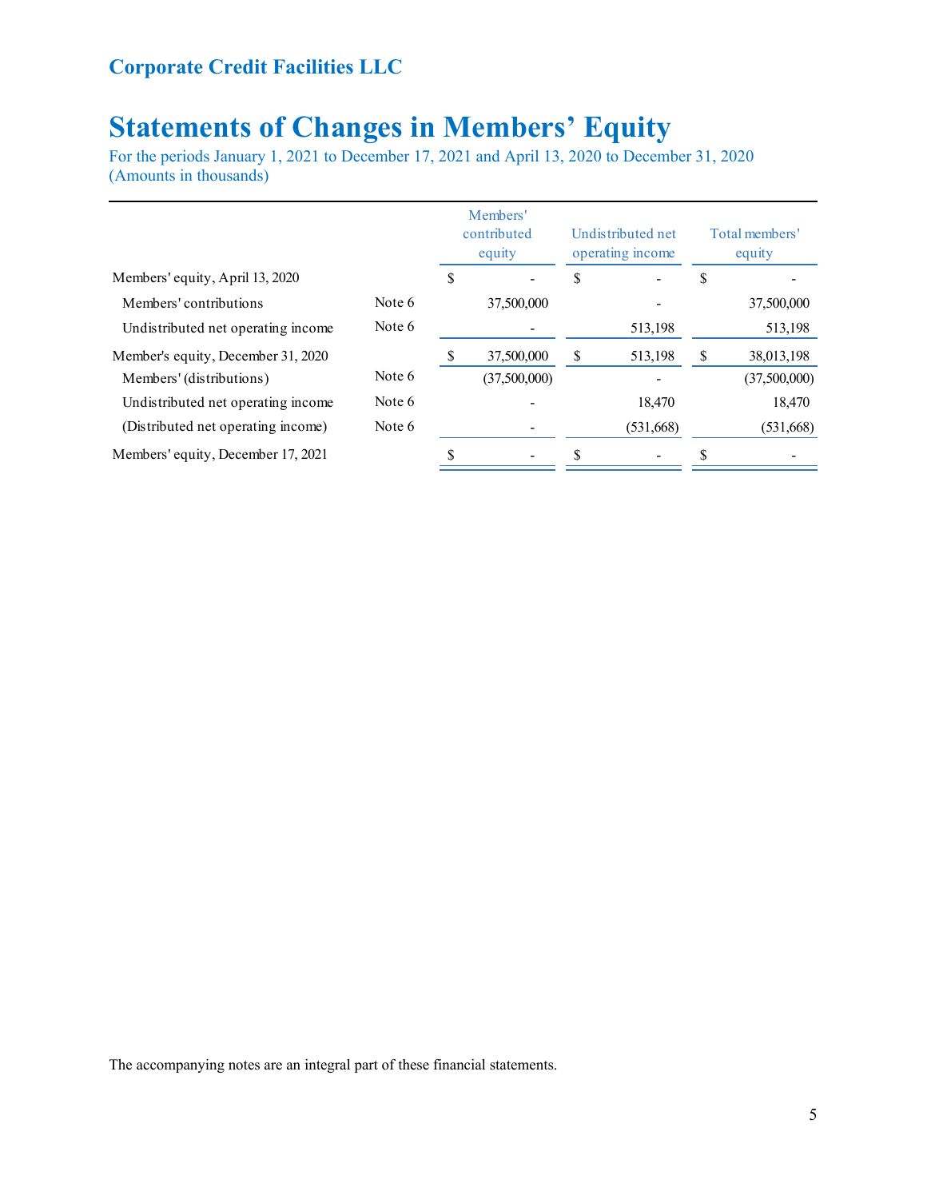**Corporate Credit Facilities LLC**

# Statements of Changes in Members' Equity

For the periods January 1, 2021 to December 17, 2021 and April 13, 2020 to December 31, 2020
(Amounts in thousands)

| | | Members' contributed equity | Undistributed net operating income | Total members' equity |
|---|---|---|---|---|
| Members' equity, April 13, 2020 | | $ - | $ - | $ - |
| Members' contributions | Note 6 | 37,500,000 | - | 37,500,000 |
| Undistributed net operating income | Note 6 | - | 513,198 | 513,198 |
| Member's equity, December 31, 2020 | | $ 37,500,000 | $ 513,198 | $ 38,013,198 |
| Members' (distributions) | Note 6 | (37,500,000) | - | (37,500,000) |
| Undistributed net operating income | Note 6 | - | 18,470 | 18,470 |
| (Distributed net operating income) | Note 6 | - | (531,668) | (531,668) |
| Members' equity, December 17, 2021 | | $ - | $ - | $ - |

The accompanying notes are an integral part of these financial statements.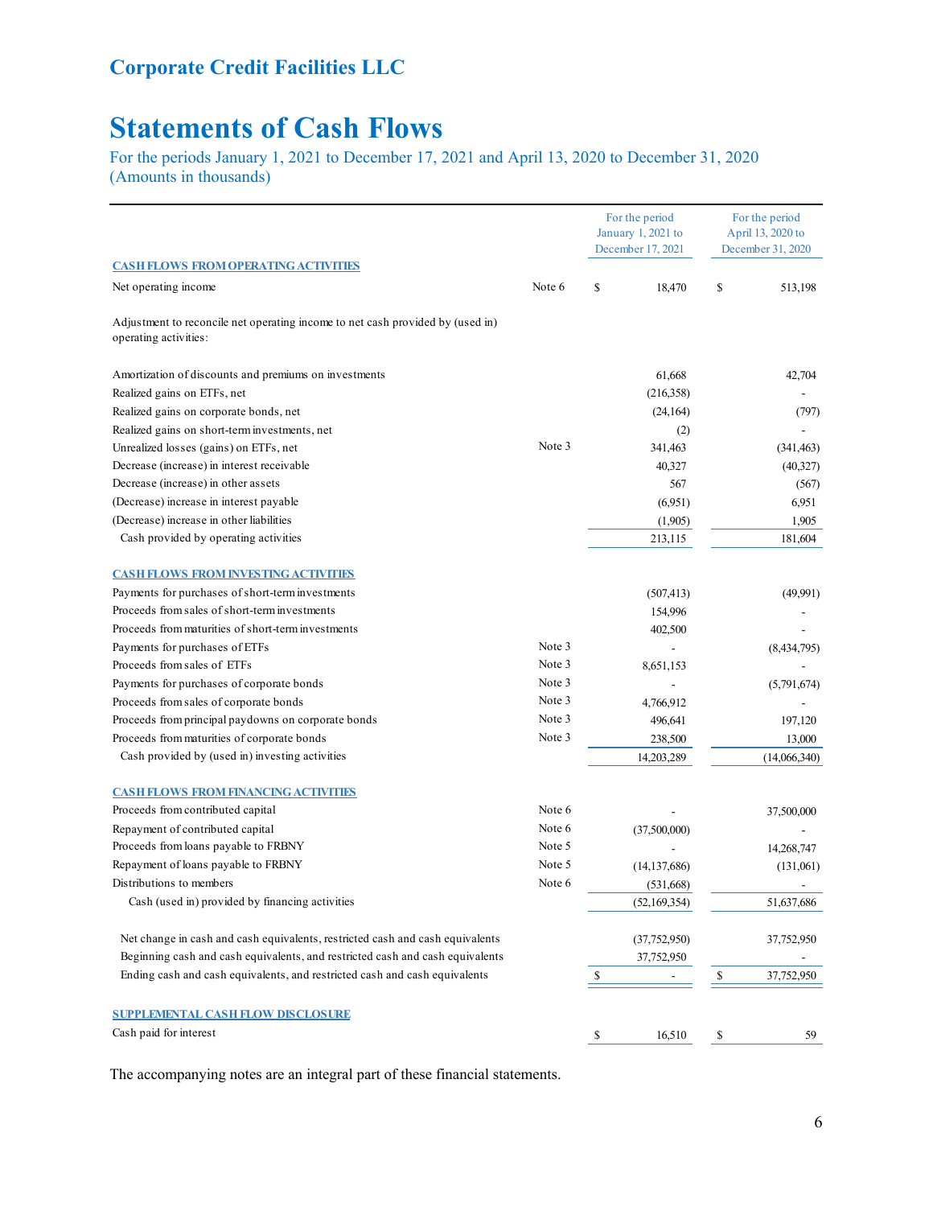## Corporate Credit Facilities LLC

# Statements of Cash Flows

For the periods January 1, 2021 to December 17, 2021 and April 13, 2020 to December 31, 2020
(Amounts in thousands)

| | | For the period January 1, 2021 to December 17, 2021 | For the period April 13, 2020 to December 31, 2020 |
|---|---|---|---|
| **CASH FLOWS FROM OPERATING ACTIVITIES** | | | |
| Net operating income | Note 6 | $ 18,470 | $ 513,198 |
| Adjustment to reconcile net operating income to net cash provided by (used in) operating activities: | | | |
| Amortization of discounts and premiums on investments | | 61,668 | 42,704 |
| Realized gains on ETFs, net | | (216,358) | - |
| Realized gains on corporate bonds, net | | (24,164) | (797) |
| Realized gains on short-term investments, net | | (2) | - |
| Unrealized losses (gains) on ETFs, net | Note 3 | 341,463 | (341,463) |
| Decrease (increase) in interest receivable | | 40,327 | (40,327) |
| Decrease (increase) in other assets | | 567 | (567) |
| (Decrease) increase in interest payable | | (6,951) | 6,951 |
| (Decrease) increase in other liabilities | | (1,905) | 1,905 |
| Cash provided by operating activities | | 213,115 | 181,604 |
| **CASH FLOWS FROM INVESTING ACTIVITIES** | | | |
| Payments for purchases of short-term investments | | (507,413) | (49,991) |
| Proceeds from sales of short-term investments | | 154,996 | - |
| Proceeds from maturities of short-term investments | | 402,500 | - |
| Payments for purchases of ETFs | Note 3 | - | (8,434,795) |
| Proceeds from sales of ETFs | Note 3 | 8,651,153 | - |
| Payments for purchases of corporate bonds | Note 3 | - | (5,791,674) |
| Proceeds from sales of corporate bonds | Note 3 | 4,766,912 | - |
| Proceeds from principal paydowns on corporate bonds | Note 3 | 496,641 | 197,120 |
| Proceeds from maturities of corporate bonds | Note 3 | 238,500 | 13,000 |
| Cash provided by (used in) investing activities | | 14,203,289 | (14,066,340) |
| **CASH FLOWS FROM FINANCING ACTIVITIES** | | | |
| Proceeds from contributed capital | Note 6 | - | 37,500,000 |
| Repayment of contributed capital | Note 6 | (37,500,000) | - |
| Proceeds from loans payable to FRBNY | Note 5 | - | 14,268,747 |
| Repayment of loans payable to FRBNY | Note 5 | (14,137,686) | (131,061) |
| Distributions to members | Note 6 | (531,668) | - |
| Cash (used in) provided by financing activities | | (52,169,354) | 51,637,686 |
| Net change in cash and cash equivalents, restricted cash and cash equivalents | | (37,752,950) | 37,752,950 |
| Beginning cash and cash equivalents, and restricted cash and cash equivalents | | 37,752,950 | - |
| Ending cash and cash equivalents, and restricted cash and cash equivalents | | $ - | $ 37,752,950 |
| **SUPPLEMENTAL CASH FLOW DISCLOSURE** | | | |
| Cash paid for interest | | $ 16,510 | $ 59 |

The accompanying notes are an integral part of these financial statements.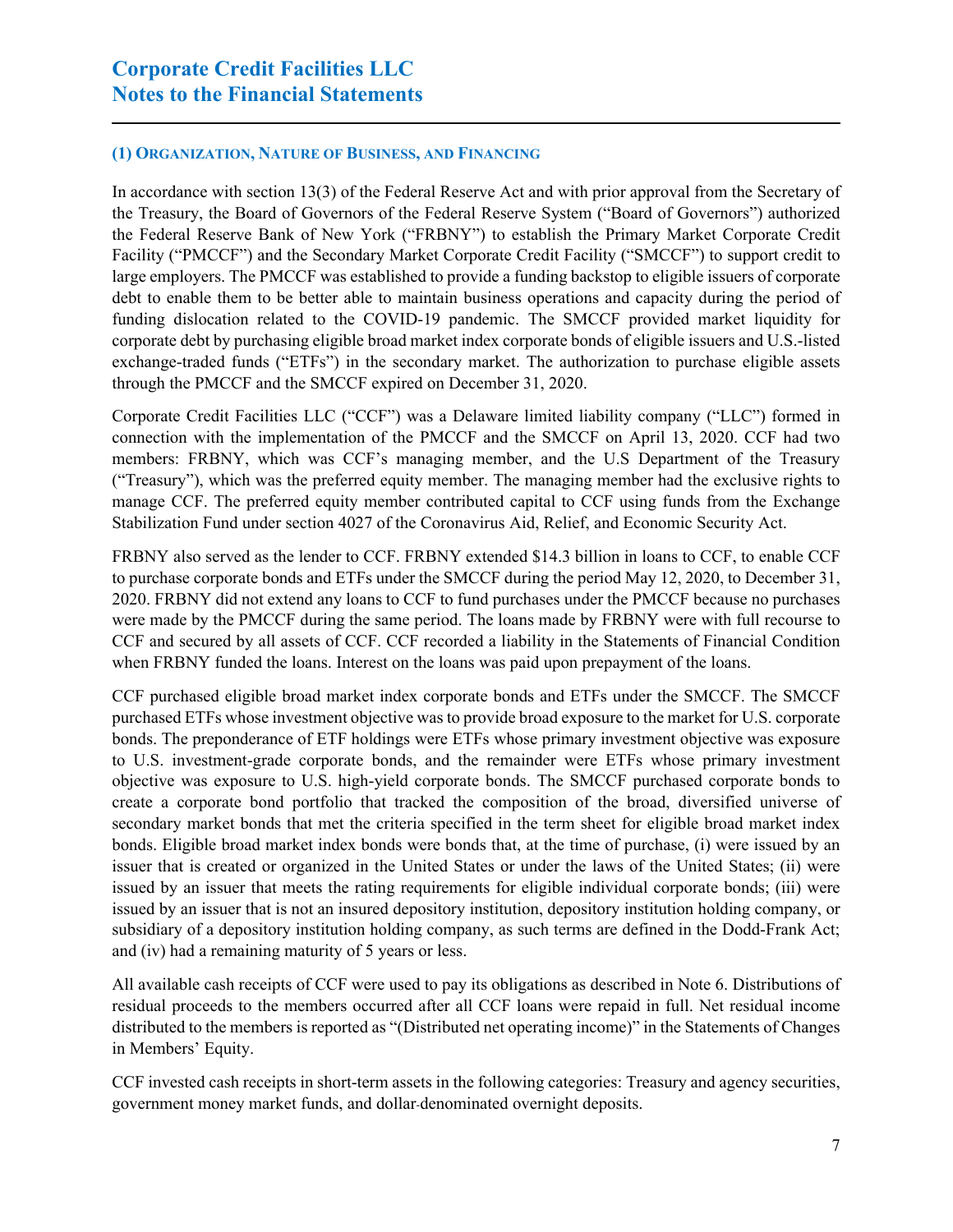# Corporate Credit Facilities LLC
# Notes to the Financial Statements

### (1) Organization, Nature of Business, and Financing

In accordance with section 13(3) of the Federal Reserve Act and with prior approval from the Secretary of the Treasury, the Board of Governors of the Federal Reserve System ("Board of Governors") authorized the Federal Reserve Bank of New York ("FRBNY") to establish the Primary Market Corporate Credit Facility ("PMCCF") and the Secondary Market Corporate Credit Facility ("SMCCF") to support credit to large employers. The PMCCF was established to provide a funding backstop to eligible issuers of corporate debt to enable them to be better able to maintain business operations and capacity during the period of funding dislocation related to the COVID-19 pandemic. The SMCCF provided market liquidity for corporate debt by purchasing eligible broad market index corporate bonds of eligible issuers and U.S.-listed exchange-traded funds ("ETFs") in the secondary market. The authorization to purchase eligible assets through the PMCCF and the SMCCF expired on December 31, 2020.

Corporate Credit Facilities LLC ("CCF") was a Delaware limited liability company ("LLC") formed in connection with the implementation of the PMCCF and the SMCCF on April 13, 2020. CCF had two members: FRBNY, which was CCF's managing member, and the U.S Department of the Treasury ("Treasury"), which was the preferred equity member. The managing member had the exclusive rights to manage CCF. The preferred equity member contributed capital to CCF using funds from the Exchange Stabilization Fund under section 4027 of the Coronavirus Aid, Relief, and Economic Security Act.

FRBNY also served as the lender to CCF. FRBNY extended $14.3 billion in loans to CCF, to enable CCF to purchase corporate bonds and ETFs under the SMCCF during the period May 12, 2020, to December 31, 2020. FRBNY did not extend any loans to CCF to fund purchases under the PMCCF because no purchases were made by the PMCCF during the same period. The loans made by FRBNY were with full recourse to CCF and secured by all assets of CCF. CCF recorded a liability in the Statements of Financial Condition when FRBNY funded the loans. Interest on the loans was paid upon prepayment of the loans.

CCF purchased eligible broad market index corporate bonds and ETFs under the SMCCF. The SMCCF purchased ETFs whose investment objective was to provide broad exposure to the market for U.S. corporate bonds. The preponderance of ETF holdings were ETFs whose primary investment objective was exposure to U.S. investment-grade corporate bonds, and the remainder were ETFs whose primary investment objective was exposure to U.S. high-yield corporate bonds. The SMCCF purchased corporate bonds to create a corporate bond portfolio that tracked the composition of the broad, diversified universe of secondary market bonds that met the criteria specified in the term sheet for eligible broad market index bonds. Eligible broad market index bonds were bonds that, at the time of purchase, (i) were issued by an issuer that is created or organized in the United States or under the laws of the United States; (ii) were issued by an issuer that meets the rating requirements for eligible individual corporate bonds; (iii) were issued by an issuer that is not an insured depository institution, depository institution holding company, or subsidiary of a depository institution holding company, as such terms are defined in the Dodd-Frank Act; and (iv) had a remaining maturity of 5 years or less.

All available cash receipts of CCF were used to pay its obligations as described in Note 6. Distributions of residual proceeds to the members occurred after all CCF loans were repaid in full. Net residual income distributed to the members is reported as "(Distributed net operating income)" in the Statements of Changes in Members' Equity.

CCF invested cash receipts in short-term assets in the following categories: Treasury and agency securities, government money market funds, and dollar-denominated overnight deposits.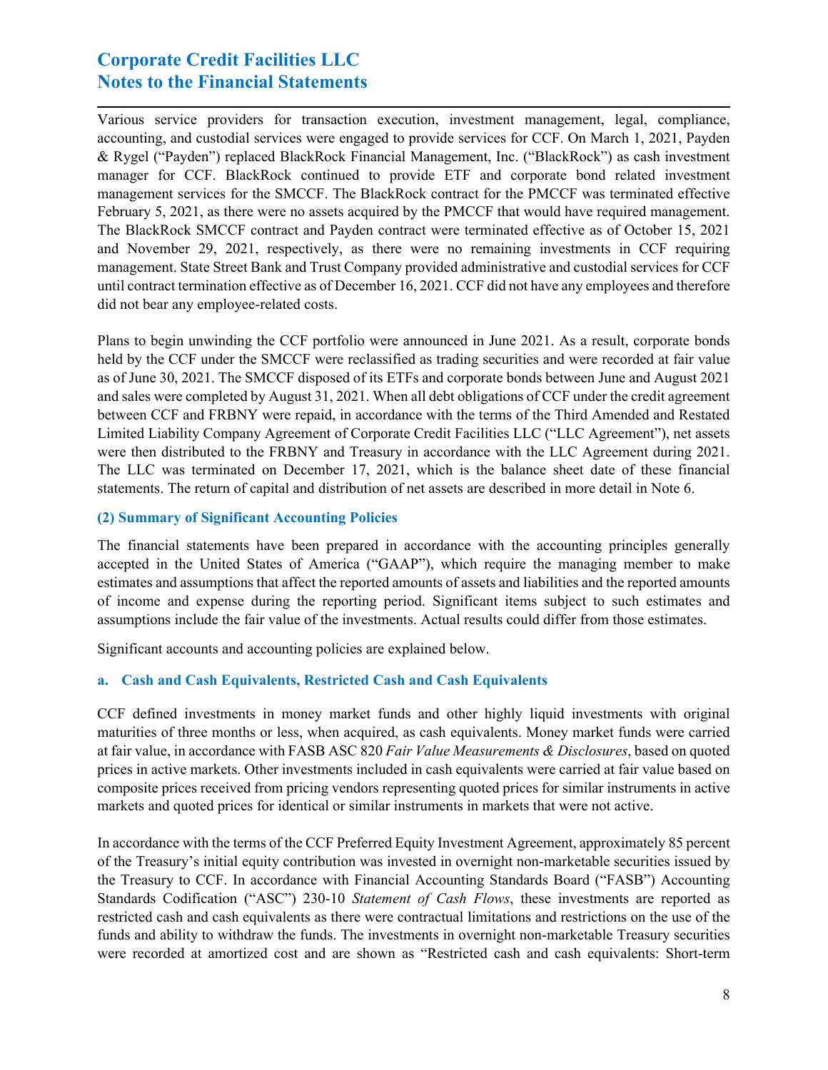Various service providers for transaction execution, investment management, legal, compliance, accounting, and custodial services were engaged to provide services for CCF. On March 1, 2021, Payden & Rygel ("Payden") replaced BlackRock Financial Management, Inc. ("BlackRock") as cash investment manager for CCF. BlackRock continued to provide ETF and corporate bond related investment management services for the SMCCF. The BlackRock contract for the PMCCF was terminated effective February 5, 2021, as there were no assets acquired by the PMCCF that would have required management. The BlackRock SMCCF contract and Payden contract were terminated effective as of October 15, 2021 and November 29, 2021, respectively, as there were no remaining investments in CCF requiring management. State Street Bank and Trust Company provided administrative and custodial services for CCF until contract termination effective as of December 16, 2021. CCF did not have any employees and therefore did not bear any employee-related costs.

Plans to begin unwinding the CCF portfolio were announced in June 2021. As a result, corporate bonds held by the CCF under the SMCCF were reclassified as trading securities and were recorded at fair value as of June 30, 2021. The SMCCF disposed of its ETFs and corporate bonds between June and August 2021 and sales were completed by August 31, 2021. When all debt obligations of CCF under the credit agreement between CCF and FRBNY were repaid, in accordance with the terms of the Third Amended and Restated Limited Liability Company Agreement of Corporate Credit Facilities LLC ("LLC Agreement"), net assets were then distributed to the FRBNY and Treasury in accordance with the LLC Agreement during 2021. The LLC was terminated on December 17, 2021, which is the balance sheet date of these financial statements. The return of capital and distribution of net assets are described in more detail in Note 6.

## (2) Summary of Significant Accounting Policies

The financial statements have been prepared in accordance with the accounting principles generally accepted in the United States of America ("GAAP"), which require the managing member to make estimates and assumptions that affect the reported amounts of assets and liabilities and the reported amounts of income and expense during the reporting period. Significant items subject to such estimates and assumptions include the fair value of the investments. Actual results could differ from those estimates.

Significant accounts and accounting policies are explained below.

### a. Cash and Cash Equivalents, Restricted Cash and Cash Equivalents

CCF defined investments in money market funds and other highly liquid investments with original maturities of three months or less, when acquired, as cash equivalents. Money market funds were carried at fair value, in accordance with FASB ASC 820 *Fair Value Measurements & Disclosures*, based on quoted prices in active markets. Other investments included in cash equivalents were carried at fair value based on composite prices received from pricing vendors representing quoted prices for similar instruments in active markets and quoted prices for identical or similar instruments in markets that were not active.

In accordance with the terms of the CCF Preferred Equity Investment Agreement, approximately 85 percent of the Treasury's initial equity contribution was invested in overnight non-marketable securities issued by the Treasury to CCF. In accordance with Financial Accounting Standards Board ("FASB") Accounting Standards Codification ("ASC") 230-10 *Statement of Cash Flows*, these investments are reported as restricted cash and cash equivalents as there were contractual limitations and restrictions on the use of the funds and ability to withdraw the funds. The investments in overnight non-marketable Treasury securities were recorded at amortized cost and are shown as "Restricted cash and cash equivalents: Short-term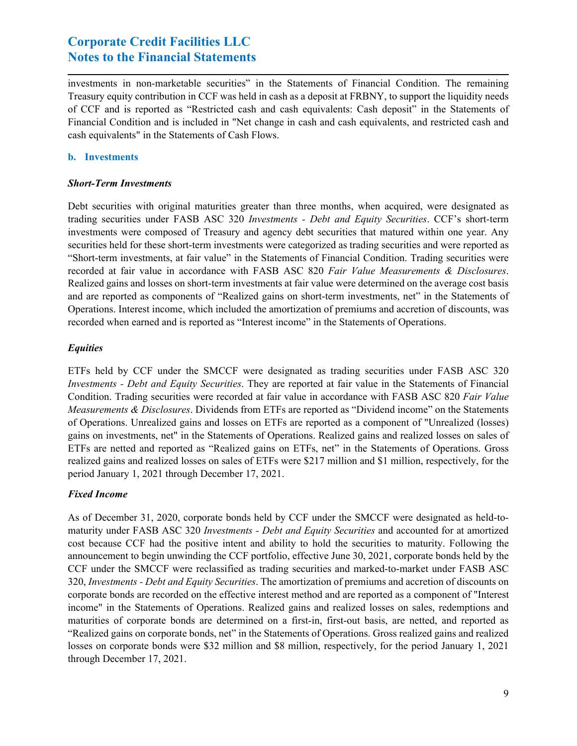investments in non-marketable securities" in the Statements of Financial Condition. The remaining Treasury equity contribution in CCF was held in cash as a deposit at FRBNY, to support the liquidity needs of CCF and is reported as "Restricted cash and cash equivalents: Cash deposit" in the Statements of Financial Condition and is included in "Net change in cash and cash equivalents, and restricted cash and cash equivalents" in the Statements of Cash Flows.

### b. Investments

#### *Short-Term Investments*

Debt securities with original maturities greater than three months, when acquired, were designated as trading securities under FASB ASC 320 *Investments - Debt and Equity Securities*. CCF's short-term investments were composed of Treasury and agency debt securities that matured within one year. Any securities held for these short-term investments were categorized as trading securities and were reported as "Short-term investments, at fair value" in the Statements of Financial Condition. Trading securities were recorded at fair value in accordance with FASB ASC 820 *Fair Value Measurements & Disclosures*. Realized gains and losses on short-term investments at fair value were determined on the average cost basis and are reported as components of "Realized gains on short-term investments, net" in the Statements of Operations. Interest income, which included the amortization of premiums and accretion of discounts, was recorded when earned and is reported as "Interest income" in the Statements of Operations.

#### *Equities*

ETFs held by CCF under the SMCCF were designated as trading securities under FASB ASC 320 *Investments - Debt and Equity Securities*. They are reported at fair value in the Statements of Financial Condition. Trading securities were recorded at fair value in accordance with FASB ASC 820 *Fair Value Measurements & Disclosures*. Dividends from ETFs are reported as "Dividend income" on the Statements of Operations. Unrealized gains and losses on ETFs are reported as a component of "Unrealized (losses) gains on investments, net" in the Statements of Operations. Realized gains and realized losses on sales of ETFs are netted and reported as "Realized gains on ETFs, net" in the Statements of Operations. Gross realized gains and realized losses on sales of ETFs were \$217 million and \$1 million, respectively, for the period January 1, 2021 through December 17, 2021.

#### *Fixed Income*

As of December 31, 2020, corporate bonds held by CCF under the SMCCF were designated as held-to-maturity under FASB ASC 320 *Investments - Debt and Equity Securities* and accounted for at amortized cost because CCF had the positive intent and ability to hold the securities to maturity. Following the announcement to begin unwinding the CCF portfolio, effective June 30, 2021, corporate bonds held by the CCF under the SMCCF were reclassified as trading securities and marked-to-market under FASB ASC 320, *Investments - Debt and Equity Securities*. The amortization of premiums and accretion of discounts on corporate bonds are recorded on the effective interest method and are reported as a component of "Interest income" in the Statements of Operations. Realized gains and realized losses on sales, redemptions and maturities of corporate bonds are determined on a first-in, first-out basis, are netted, and reported as "Realized gains on corporate bonds, net" in the Statements of Operations. Gross realized gains and realized losses on corporate bonds were \$32 million and \$8 million, respectively, for the period January 1, 2021 through December 17, 2021.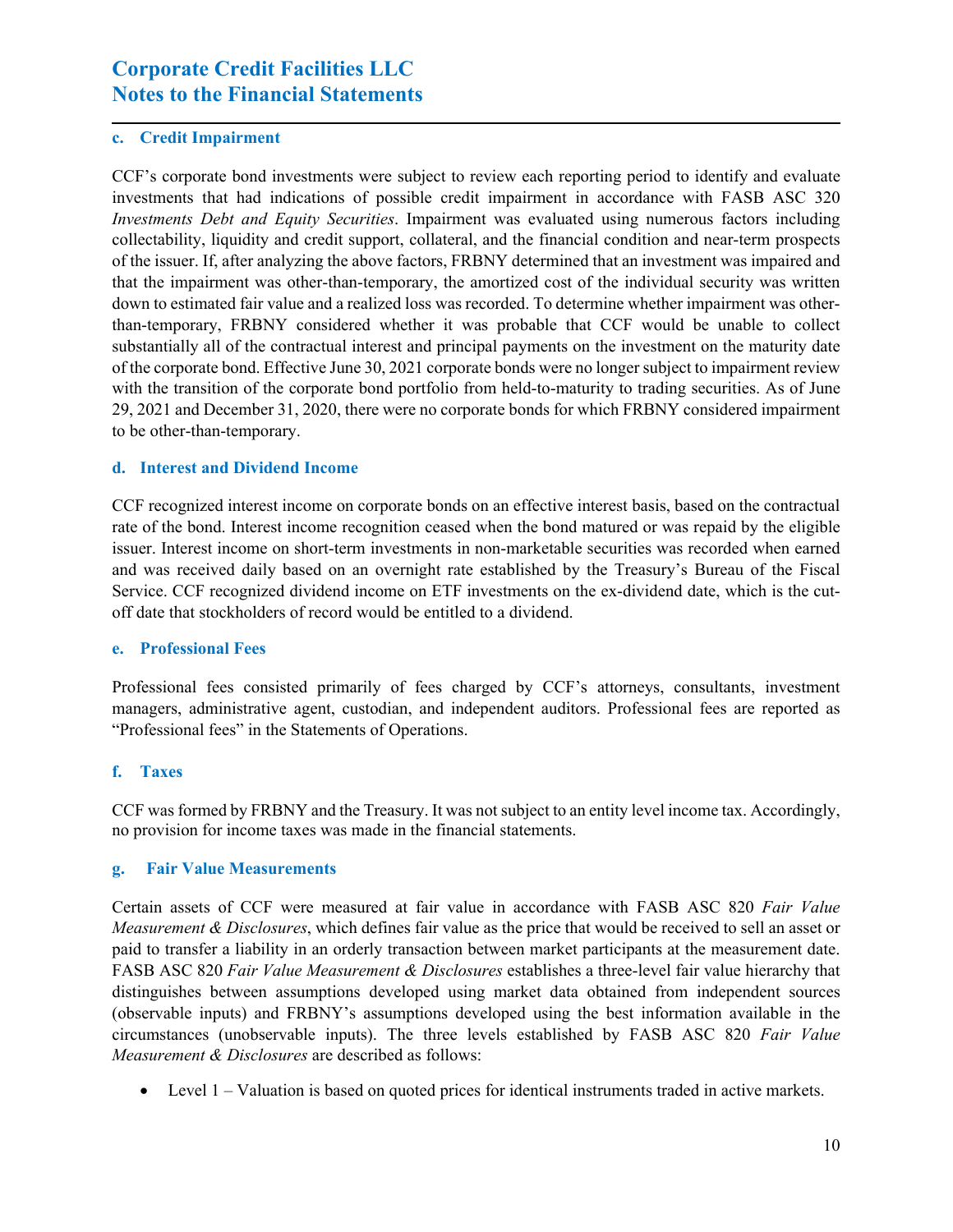### c. Credit Impairment

CCF's corporate bond investments were subject to review each reporting period to identify and evaluate investments that had indications of possible credit impairment in accordance with FASB ASC 320 *Investments Debt and Equity Securities*. Impairment was evaluated using numerous factors including collectability, liquidity and credit support, collateral, and the financial condition and near-term prospects of the issuer. If, after analyzing the above factors, FRBNY determined that an investment was impaired and that the impairment was other-than-temporary, the amortized cost of the individual security was written down to estimated fair value and a realized loss was recorded. To determine whether impairment was other-than-temporary, FRBNY considered whether it was probable that CCF would be unable to collect substantially all of the contractual interest and principal payments on the investment on the maturity date of the corporate bond. Effective June 30, 2021 corporate bonds were no longer subject to impairment review with the transition of the corporate bond portfolio from held-to-maturity to trading securities. As of June 29, 2021 and December 31, 2020, there were no corporate bonds for which FRBNY considered impairment to be other-than-temporary.

### d. Interest and Dividend Income

CCF recognized interest income on corporate bonds on an effective interest basis, based on the contractual rate of the bond. Interest income recognition ceased when the bond matured or was repaid by the eligible issuer. Interest income on short-term investments in non-marketable securities was recorded when earned and was received daily based on an overnight rate established by the Treasury's Bureau of the Fiscal Service. CCF recognized dividend income on ETF investments on the ex-dividend date, which is the cut-off date that stockholders of record would be entitled to a dividend.

### e. Professional Fees

Professional fees consisted primarily of fees charged by CCF's attorneys, consultants, investment managers, administrative agent, custodian, and independent auditors. Professional fees are reported as "Professional fees" in the Statements of Operations.

### f. Taxes

CCF was formed by FRBNY and the Treasury. It was not subject to an entity level income tax. Accordingly, no provision for income taxes was made in the financial statements.

### g. Fair Value Measurements

Certain assets of CCF were measured at fair value in accordance with FASB ASC 820 *Fair Value Measurement & Disclosures*, which defines fair value as the price that would be received to sell an asset or paid to transfer a liability in an orderly transaction between market participants at the measurement date. FASB ASC 820 *Fair Value Measurement & Disclosures* establishes a three-level fair value hierarchy that distinguishes between assumptions developed using market data obtained from independent sources (observable inputs) and FRBNY's assumptions developed using the best information available in the circumstances (unobservable inputs). The three levels established by FASB ASC 820 *Fair Value Measurement & Disclosures* are described as follows:

- Level 1 – Valuation is based on quoted prices for identical instruments traded in active markets.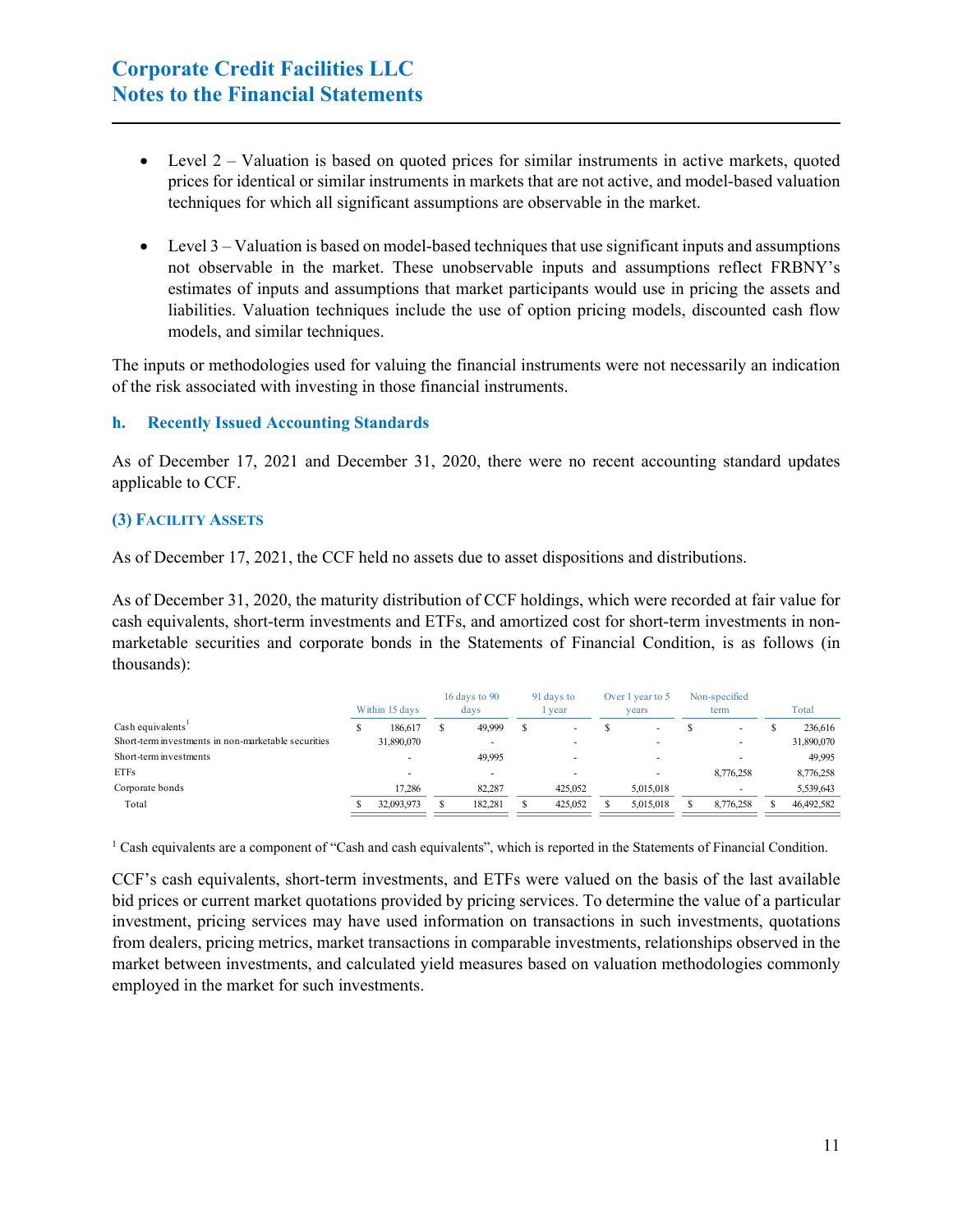- Level 2 – Valuation is based on quoted prices for similar instruments in active markets, quoted prices for identical or similar instruments in markets that are not active, and model-based valuation techniques for which all significant assumptions are observable in the market.

- Level 3 – Valuation is based on model-based techniques that use significant inputs and assumptions not observable in the market. These unobservable inputs and assumptions reflect FRBNY's estimates of inputs and assumptions that market participants would use in pricing the assets and liabilities. Valuation techniques include the use of option pricing models, discounted cash flow models, and similar techniques.

The inputs or methodologies used for valuing the financial instruments were not necessarily an indication of the risk associated with investing in those financial instruments.

### h. Recently Issued Accounting Standards

As of December 17, 2021 and December 31, 2020, there were no recent accounting standard updates applicable to CCF.

## (3) Facility Assets

As of December 17, 2021, the CCF held no assets due to asset dispositions and distributions.

As of December 31, 2020, the maturity distribution of CCF holdings, which were recorded at fair value for cash equivalents, short-term investments and ETFs, and amortized cost for short-term investments in non-marketable securities and corporate bonds in the Statements of Financial Condition, is as follows (in thousands):

| | Within 15 days | 16 days to 90 days | 91 days to 1 year | Over 1 year to 5 years | Non-specified term | Total |
|---|---|---|---|---|---|---|
| Cash equivalents[1] | $ 186,617 | $ 49,999 | $ - | $ - | $ - | $ 236,616 |
| Short-term investments in non-marketable securities | 31,890,070 | - | - | - | - | 31,890,070 |
| Short-term investments | - | 49,995 | - | - | - | 49,995 |
| ETFs | - | - | - | - | 8,776,258 | 8,776,258 |
| Corporate bonds | 17,286 | 82,287 | 425,052 | 5,015,018 | - | 5,539,643 |
| Total | $ 32,093,973 | $ 182,281 | $ 425,052 | $ 5,015,018 | $ 8,776,258 | $ 46,492,582 |

[1] Cash equivalents are a component of "Cash and cash equivalents", which is reported in the Statements of Financial Condition.

CCF's cash equivalents, short-term investments, and ETFs were valued on the basis of the last available bid prices or current market quotations provided by pricing services. To determine the value of a particular investment, pricing services may have used information on transactions in such investments, quotations from dealers, pricing metrics, market transactions in comparable investments, relationships observed in the market between investments, and calculated yield measures based on valuation methodologies commonly employed in the market for such investments.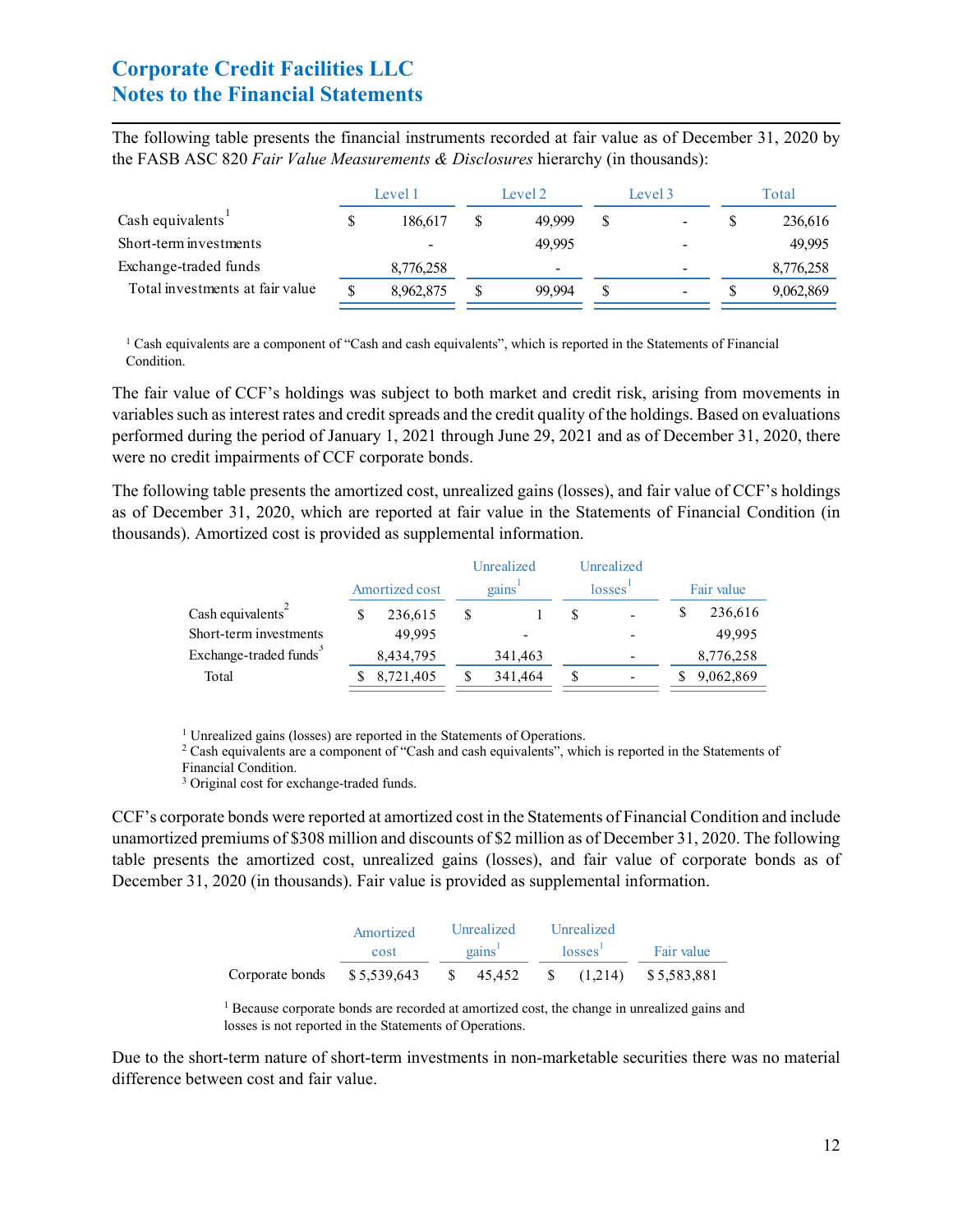# Corporate Credit Facilities LLC
# Notes to the Financial Statements

The following table presents the financial instruments recorded at fair value as of December 31, 2020 by the FASB ASC 820 *Fair Value Measurements & Disclosures* hierarchy (in thousands):

| | Level 1 | Level 2 | Level 3 | Total |
|---|---|---|---|---|
| Cash equivalents[1] | $ 186,617 | $ 49,999 | $ - | $ 236,616 |
| Short-term investments | - | 49,995 | - | 49,995 |
| Exchange-traded funds | 8,776,258 | - | - | 8,776,258 |
| Total investments at fair value | $ 8,962,875 | $ 99,994 | $ - | $ 9,062,869 |

[1] Cash equivalents are a component of "Cash and cash equivalents", which is reported in the Statements of Financial Condition.

The fair value of CCF's holdings was subject to both market and credit risk, arising from movements in variables such as interest rates and credit spreads and the credit quality of the holdings. Based on evaluations performed during the period of January 1, 2021 through June 29, 2021 and as of December 31, 2020, there were no credit impairments of CCF corporate bonds.

The following table presents the amortized cost, unrealized gains (losses), and fair value of CCF's holdings as of December 31, 2020, which are reported at fair value in the Statements of Financial Condition (in thousands). Amortized cost is provided as supplemental information.

| | Amortized cost | Unrealized gains[1] | Unrealized losses[1] | Fair value |
|---|---|---|---|---|
| Cash equivalents[2] | $ 236,615 | $ 1 | $ - | $ 236,616 |
| Short-term investments | 49,995 | - | - | 49,995 |
| Exchange-traded funds[3] | 8,434,795 | 341,463 | - | 8,776,258 |
| Total | $ 8,721,405 | $ 341,464 | $ - | $ 9,062,869 |

[1] Unrealized gains (losses) are reported in the Statements of Operations.
[2] Cash equivalents are a component of "Cash and cash equivalents", which is reported in the Statements of Financial Condition.
[3] Original cost for exchange-traded funds.

CCF's corporate bonds were reported at amortized cost in the Statements of Financial Condition and include unamortized premiums of $308 million and discounts of $2 million as of December 31, 2020. The following table presents the amortized cost, unrealized gains (losses), and fair value of corporate bonds as of December 31, 2020 (in thousands). Fair value is provided as supplemental information.

| | Amortized cost | Unrealized gains[1] | Unrealized losses[1] | Fair value |
|---|---|---|---|---|
| Corporate bonds | $ 5,539,643 | $ 45,452 | $ (1,214) | $ 5,583,881 |

[1] Because corporate bonds are recorded at amortized cost, the change in unrealized gains and losses is not reported in the Statements of Operations.

Due to the short-term nature of short-term investments in non-marketable securities there was no material difference between cost and fair value.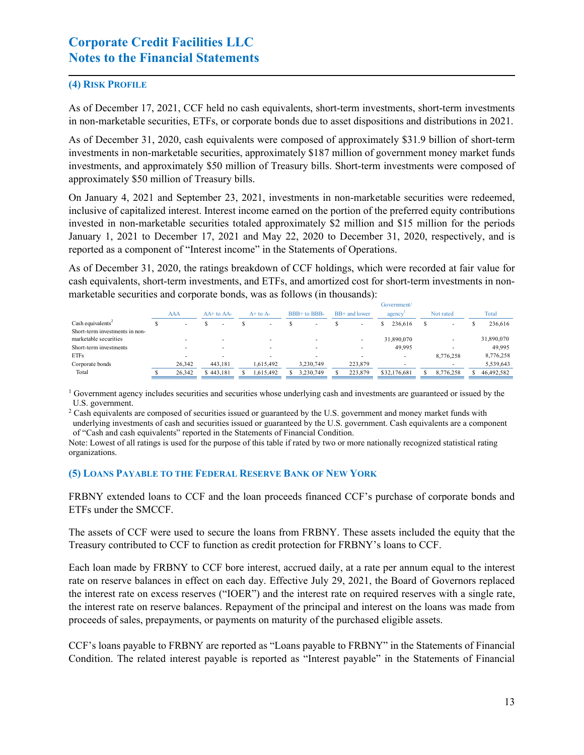# Corporate Credit Facilities LLC
# Notes to the Financial Statements

## (4) Risk Profile

As of December 17, 2021, CCF held no cash equivalents, short-term investments, short-term investments in non-marketable securities, ETFs, or corporate bonds due to asset dispositions and distributions in 2021.

As of December 31, 2020, cash equivalents were composed of approximately \$31.9 billion of short-term investments in non-marketable securities, approximately \$187 million of government money market funds investments, and approximately \$50 million of Treasury bills. Short-term investments were composed of approximately \$50 million of Treasury bills.

On January 4, 2021 and September 23, 2021, investments in non-marketable securities were redeemed, inclusive of capitalized interest. Interest income earned on the portion of the preferred equity contributions invested in non-marketable securities totaled approximately \$2 million and \$15 million for the periods January 1, 2021 to December 17, 2021 and May 22, 2020 to December 31, 2020, respectively, and is reported as a component of "Interest income" in the Statements of Operations.

As of December 31, 2020, the ratings breakdown of CCF holdings, which were recorded at fair value for cash equivalents, short-term investments, and ETFs, and amortized cost for short-term investments in non-marketable securities and corporate bonds, was as follows (in thousands):

| | AAA | AA+ to AA- | A+ to A- | BBB+ to BBB- | BB+ and lower | Government/ agency[1] | Not rated | Total |
|---|---|---|---|---|---|---|---|---|
| Cash equivalents[2] | $ - | $ - | $ - | $ - | $ - | $ 236,616 | $ - | $ 236,616 |
| Short-term investments in non-marketable securities | - | - | - | - | - | 31,890,070 | - | 31,890,070 |
| Short-term investments | - | - | - | - | - | 49,995 | - | 49,995 |
| ETFs | - | - | - | - | - | - | 8,776,258 | 8,776,258 |
| Corporate bonds | 26,342 | 443,181 | 1,615,492 | 3,230,749 | 223,879 | - | - | 5,539,643 |
| Total | $ 26,342 | $ 443,181 | $ 1,615,492 | $ 3,230,749 | $ 223,879 | $32,176,681 | $ 8,776,258 | $ 46,492,582 |

[1] Government agency includes securities and securities whose underlying cash and investments are guaranteed or issued by the U.S. government.

[2] Cash equivalents are composed of securities issued or guaranteed by the U.S. government and money market funds with underlying investments of cash and securities issued or guaranteed by the U.S. government. Cash equivalents are a component of "Cash and cash equivalents" reported in the Statements of Financial Condition.

Note: Lowest of all ratings is used for the purpose of this table if rated by two or more nationally recognized statistical rating organizations.

## (5) Loans Payable to the Federal Reserve Bank of New York

FRBNY extended loans to CCF and the loan proceeds financed CCF's purchase of corporate bonds and ETFs under the SMCCF.

The assets of CCF were used to secure the loans from FRBNY. These assets included the equity that the Treasury contributed to CCF to function as credit protection for FRBNY's loans to CCF.

Each loan made by FRBNY to CCF bore interest, accrued daily, at a rate per annum equal to the interest rate on reserve balances in effect on each day. Effective July 29, 2021, the Board of Governors replaced the interest rate on excess reserves ("IOER") and the interest rate on required reserves with a single rate, the interest rate on reserve balances. Repayment of the principal and interest on the loans was made from proceeds of sales, prepayments, or payments on maturity of the purchased eligible assets.

CCF's loans payable to FRBNY are reported as "Loans payable to FRBNY" in the Statements of Financial Condition. The related interest payable is reported as "Interest payable" in the Statements of Financial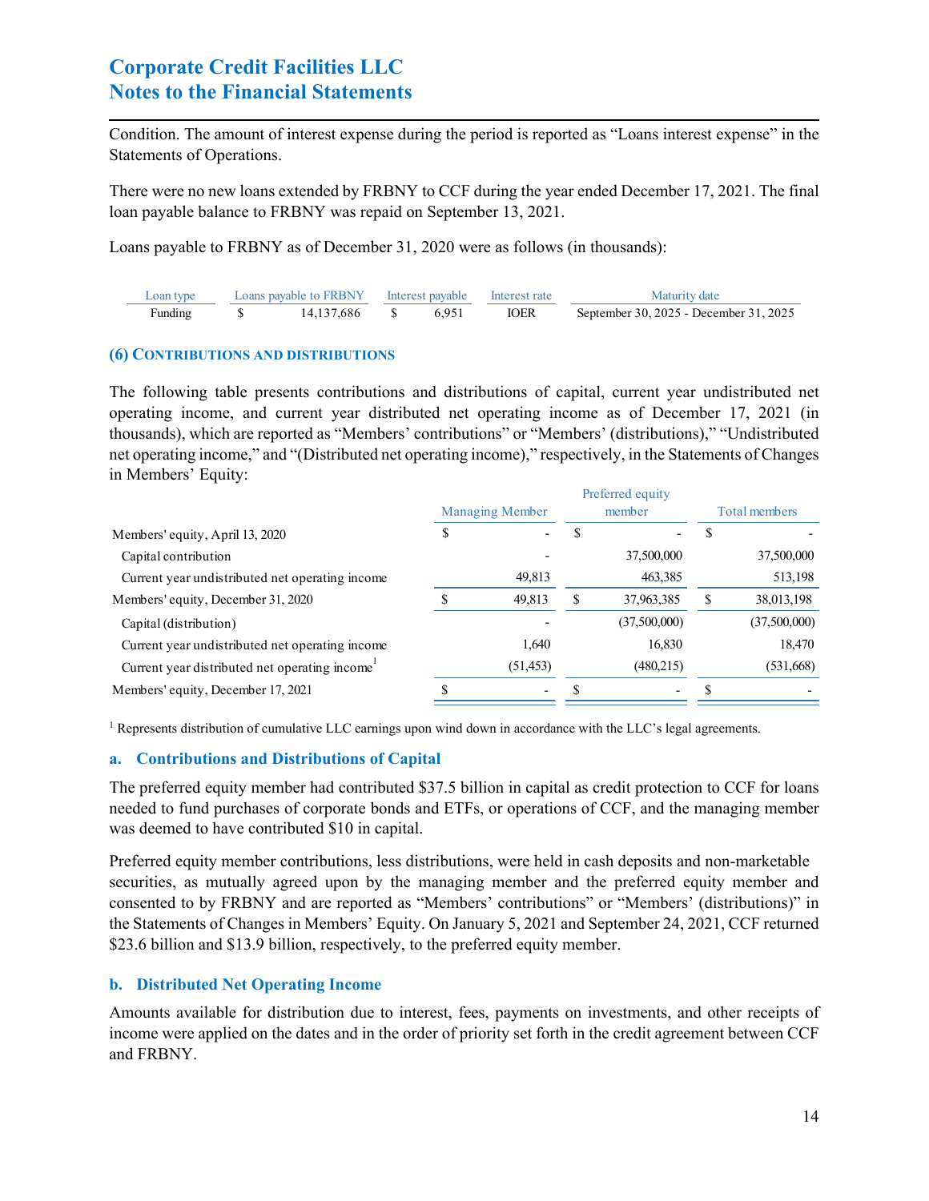Condition. The amount of interest expense during the period is reported as "Loans interest expense" in the Statements of Operations.

There were no new loans extended by FRBNY to CCF during the year ended December 17, 2021. The final loan payable balance to FRBNY was repaid on September 13, 2021.

Loans payable to FRBNY as of December 31, 2020 were as follows (in thousands):

| Loan type | Loans payable to FRBNY | Interest payable | Interest rate | Maturity date |
|---|---|---|---|---|
| Funding | $ 14,137,686 | $ 6,951 | IOER | September 30, 2025 - December 31, 2025 |

### (6) Contributions and Distributions

The following table presents contributions and distributions of capital, current year undistributed net operating income, and current year distributed net operating income as of December 17, 2021 (in thousands), which are reported as "Members' contributions" or "Members' (distributions)," "Undistributed net operating income," and "(Distributed net operating income)," respectively, in the Statements of Changes in Members' Equity:

| | Managing Member | Preferred equity member | Total members |
|---|---|---|---|
| Members' equity, April 13, 2020 | $ - | $ - | $ - |
| Capital contribution | - | 37,500,000 | 37,500,000 |
| Current year undistributed net operating income | 49,813 | 463,385 | 513,198 |
| Members' equity, December 31, 2020 | $ 49,813 | $ 37,963,385 | $ 38,013,198 |
| Capital (distribution) | - | (37,500,000) | (37,500,000) |
| Current year undistributed net operating income | 1,640 | 16,830 | 18,470 |
| Current year distributed net operating income[1] | (51,453) | (480,215) | (531,668) |
| Members' equity, December 17, 2021 | $ - | $ - | $ - |

[1] Represents distribution of cumulative LLC earnings upon wind down in accordance with the LLC's legal agreements.

#### a. Contributions and Distributions of Capital

The preferred equity member had contributed $37.5 billion in capital as credit protection to CCF for loans needed to fund purchases of corporate bonds and ETFs, or operations of CCF, and the managing member was deemed to have contributed $10 in capital.

Preferred equity member contributions, less distributions, were held in cash deposits and non-marketable securities, as mutually agreed upon by the managing member and the preferred equity member and consented to by FRBNY and are reported as "Members' contributions" or "Members' (distributions)" in the Statements of Changes in Members' Equity. On January 5, 2021 and September 24, 2021, CCF returned $23.6 billion and $13.9 billion, respectively, to the preferred equity member.

#### b. Distributed Net Operating Income

Amounts available for distribution due to interest, fees, payments on investments, and other receipts of income were applied on the dates and in the order of priority set forth in the credit agreement between CCF and FRBNY.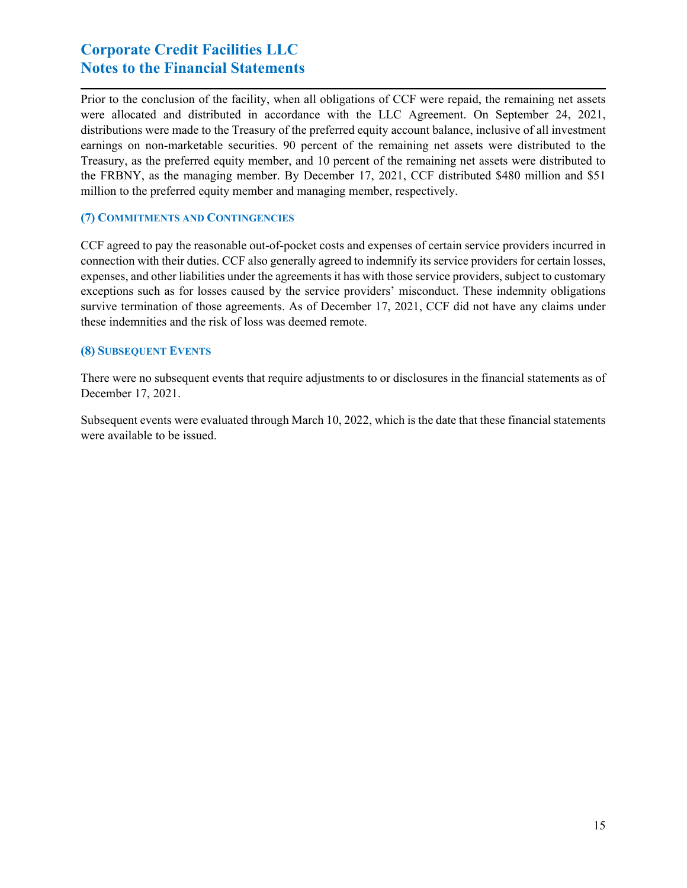Prior to the conclusion of the facility, when all obligations of CCF were repaid, the remaining net assets were allocated and distributed in accordance with the LLC Agreement. On September 24, 2021, distributions were made to the Treasury of the preferred equity account balance, inclusive of all investment earnings on non-marketable securities. 90 percent of the remaining net assets were distributed to the Treasury, as the preferred equity member, and 10 percent of the remaining net assets were distributed to the FRBNY, as the managing member. By December 17, 2021, CCF distributed $480 million and $51 million to the preferred equity member and managing member, respectively.

### (7) Commitments and Contingencies

CCF agreed to pay the reasonable out-of-pocket costs and expenses of certain service providers incurred in connection with their duties. CCF also generally agreed to indemnify its service providers for certain losses, expenses, and other liabilities under the agreements it has with those service providers, subject to customary exceptions such as for losses caused by the service providers' misconduct. These indemnity obligations survive termination of those agreements. As of December 17, 2021, CCF did not have any claims under these indemnities and the risk of loss was deemed remote.

### (8) Subsequent Events

There were no subsequent events that require adjustments to or disclosures in the financial statements as of December 17, 2021.

Subsequent events were evaluated through March 10, 2022, which is the date that these financial statements were available to be issued.